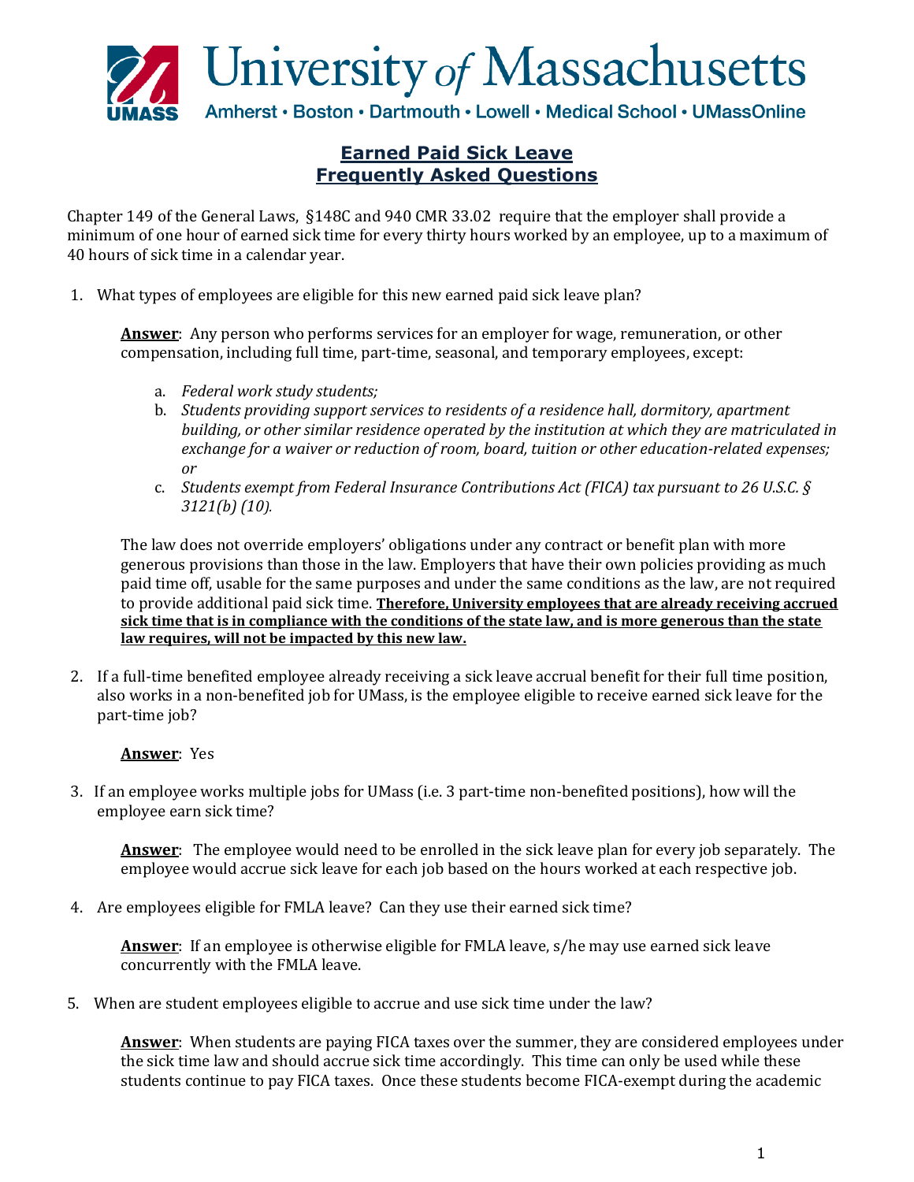University of Massachusetts

Amherst • Boston • Dartmouth • Lowell • Medical School • UMassOnline

# Earned Paid Sick Leave
# Frequently Asked Questions

Chapter 149 of the General Laws, §148C and 940 CMR 33.02 require that the employer shall provide a minimum of one hour of earned sick time for every thirty hours worked by an employee, up to a maximum of 40 hours of sick time in a calendar year.

1. What types of employees are eligible for this new earned paid sick leave plan?

   **Answer**: Any person who performs services for an employer for wage, remuneration, or other compensation, including full time, part-time, seasonal, and temporary employees, except:

   a. *Federal work study students;*
   b. *Students providing support services to residents of a residence hall, dormitory, apartment building, or other similar residence operated by the institution at which they are matriculated in exchange for a waiver or reduction of room, board, tuition or other education-related expenses; or*
   c. *Students exempt from Federal Insurance Contributions Act (FICA) tax pursuant to 26 U.S.C. § 3121(b) (10).*

   The law does not override employers' obligations under any contract or benefit plan with more generous provisions than those in the law. Employers that have their own policies providing as much paid time off, usable for the same purposes and under the same conditions as the law, are not required to provide additional paid sick time. **Therefore, University employees that are already receiving accrued sick time that is in compliance with the conditions of the state law, and is more generous than the state law requires, will not be impacted by this new law.**

2. If a full-time benefited employee already receiving a sick leave accrual benefit for their full time position, also works in a non-benefited job for UMass, is the employee eligible to receive earned sick leave for the part-time job?

   **Answer**: Yes

3. If an employee works multiple jobs for UMass (i.e. 3 part-time non-benefited positions), how will the employee earn sick time?

   **Answer**: The employee would need to be enrolled in the sick leave plan for every job separately. The employee would accrue sick leave for each job based on the hours worked at each respective job.

4. Are employees eligible for FMLA leave? Can they use their earned sick time?

   **Answer**: If an employee is otherwise eligible for FMLA leave, s/he may use earned sick leave concurrently with the FMLA leave.

5. When are student employees eligible to accrue and use sick time under the law?

   **Answer**: When students are paying FICA taxes over the summer, they are considered employees under the sick time law and should accrue sick time accordingly. This time can only be used while these students continue to pay FICA taxes. Once these students become FICA-exempt during the academic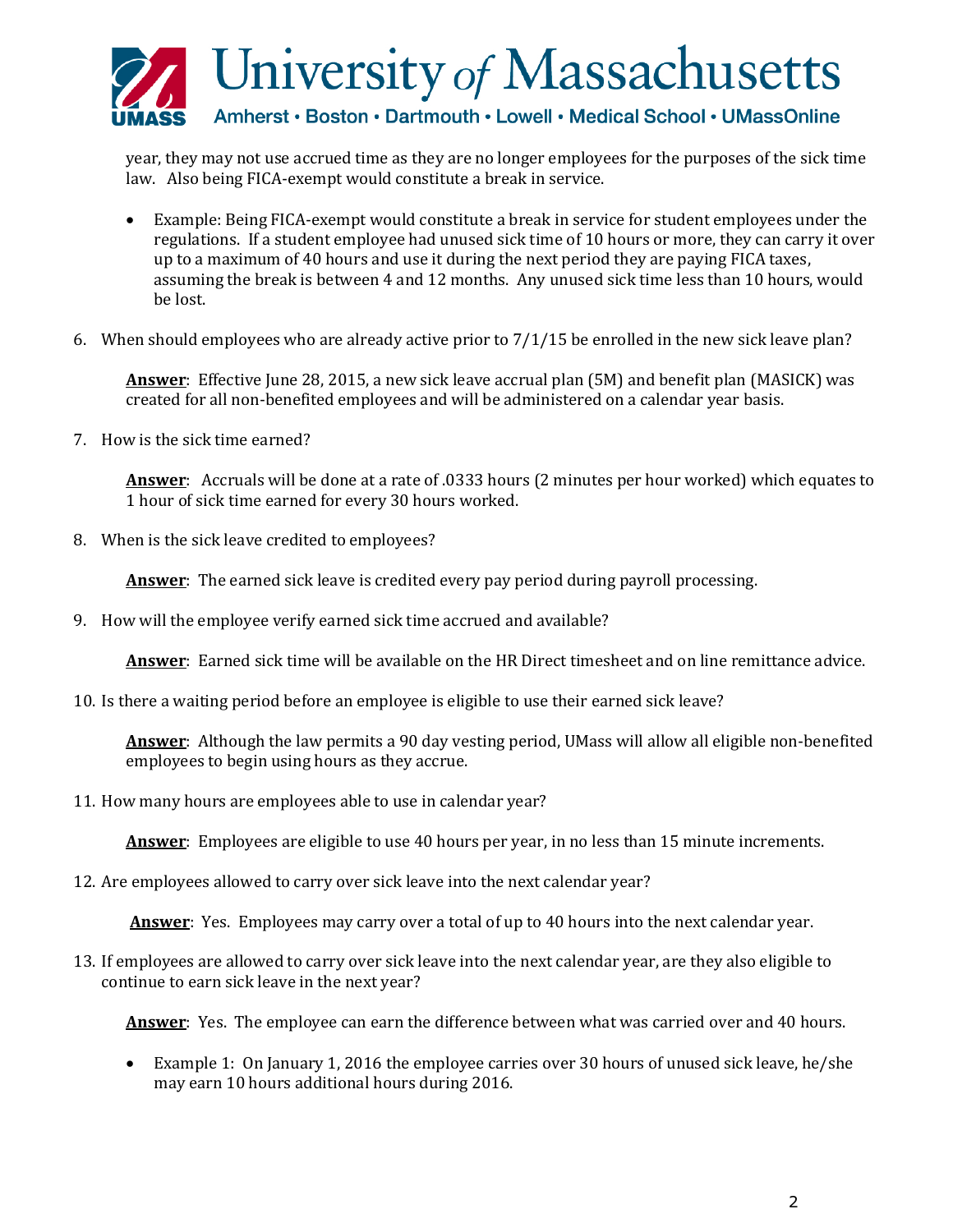year, they may not use accrued time as they are no longer employees for the purposes of the sick time law. Also being FICA-exempt would constitute a break in service.

- Example: Being FICA-exempt would constitute a break in service for student employees under the regulations. If a student employee had unused sick time of 10 hours or more, they can carry it over up to a maximum of 40 hours and use it during the next period they are paying FICA taxes, assuming the break is between 4 and 12 months. Any unused sick time less than 10 hours, would be lost.

6. When should employees who are already active prior to 7/1/15 be enrolled in the new sick leave plan?

   **Answer**: Effective June 28, 2015, a new sick leave accrual plan (5M) and benefit plan (MASICK) was created for all non-benefited employees and will be administered on a calendar year basis.

7. How is the sick time earned?

   **Answer**: Accruals will be done at a rate of .0333 hours (2 minutes per hour worked) which equates to 1 hour of sick time earned for every 30 hours worked.

8. When is the sick leave credited to employees?

   **Answer**: The earned sick leave is credited every pay period during payroll processing.

9. How will the employee verify earned sick time accrued and available?

   **Answer**: Earned sick time will be available on the HR Direct timesheet and on line remittance advice.

10. Is there a waiting period before an employee is eligible to use their earned sick leave?

    **Answer**: Although the law permits a 90 day vesting period, UMass will allow all eligible non-benefited employees to begin using hours as they accrue.

11. How many hours are employees able to use in calendar year?

    **Answer**: Employees are eligible to use 40 hours per year, in no less than 15 minute increments.

12. Are employees allowed to carry over sick leave into the next calendar year?

    **Answer**: Yes. Employees may carry over a total of up to 40 hours into the next calendar year.

13. If employees are allowed to carry over sick leave into the next calendar year, are they also eligible to continue to earn sick leave in the next year?

    **Answer**: Yes. The employee can earn the difference between what was carried over and 40 hours.

    - Example 1: On January 1, 2016 the employee carries over 30 hours of unused sick leave, he/she may earn 10 hours additional hours during 2016.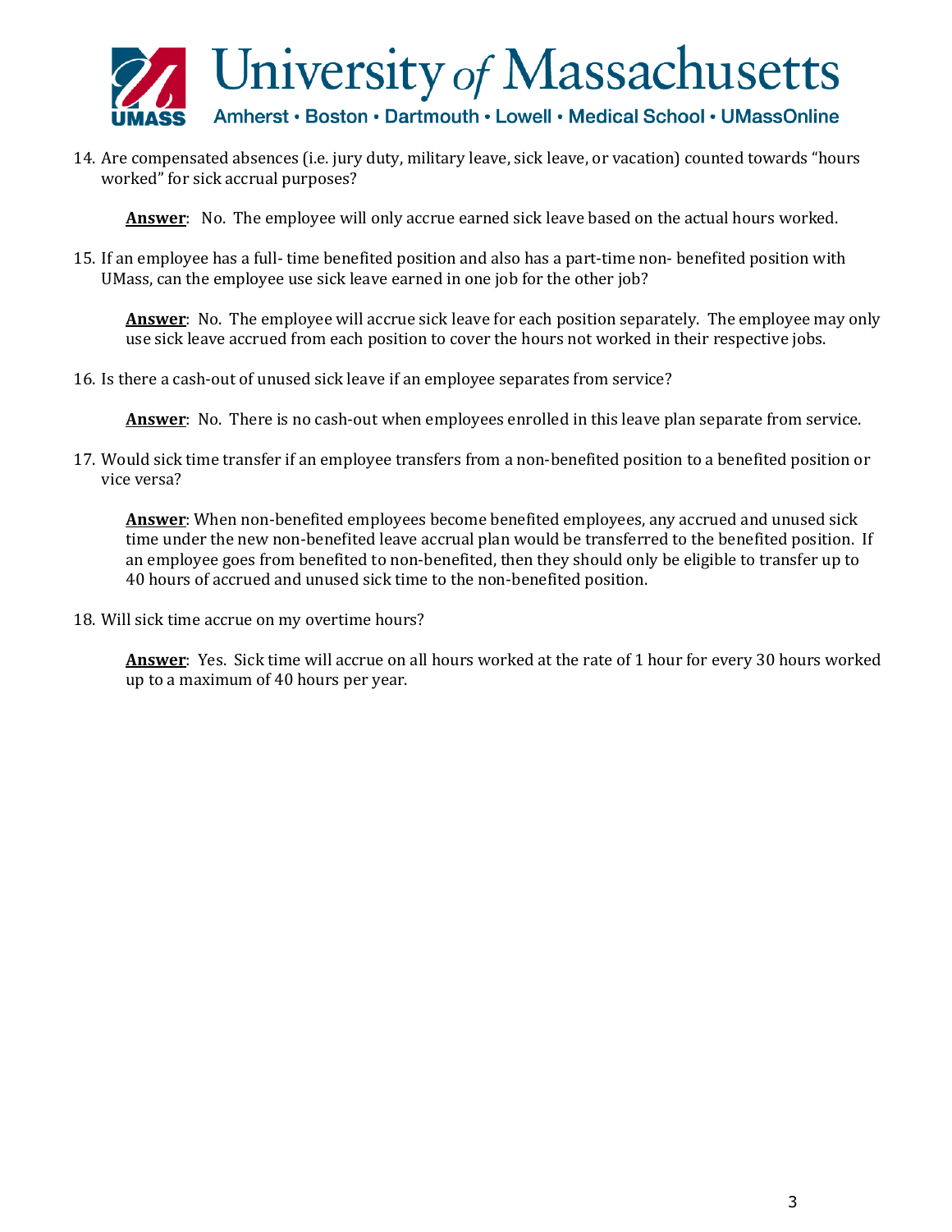14. Are compensated absences (i.e. jury duty, military leave, sick leave, or vacation) counted towards "hours worked" for sick accrual purposes?

    **Answer**: No. The employee will only accrue earned sick leave based on the actual hours worked.

15. If an employee has a full- time benefited position and also has a part-time non- benefited position with UMass, can the employee use sick leave earned in one job for the other job?

    **Answer**: No. The employee will accrue sick leave for each position separately. The employee may only use sick leave accrued from each position to cover the hours not worked in their respective jobs.

16. Is there a cash-out of unused sick leave if an employee separates from service?

    **Answer**: No. There is no cash-out when employees enrolled in this leave plan separate from service.

17. Would sick time transfer if an employee transfers from a non-benefited position to a benefited position or vice versa?

    **Answer**: When non-benefited employees become benefited employees, any accrued and unused sick time under the new non-benefited leave accrual plan would be transferred to the benefited position. If an employee goes from benefited to non-benefited, then they should only be eligible to transfer up to 40 hours of accrued and unused sick time to the non-benefited position.

18. Will sick time accrue on my overtime hours?

    **Answer**: Yes. Sick time will accrue on all hours worked at the rate of 1 hour for every 30 hours worked up to a maximum of 40 hours per year.